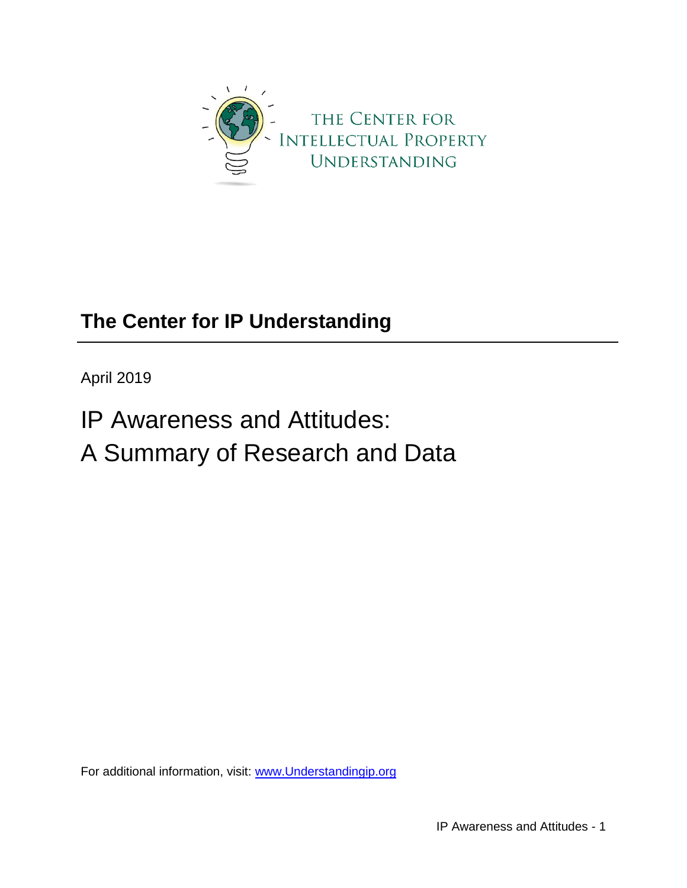THE CENTER FOR INTELLECTUAL PROPERTY UNDERSTANDING

## The Center for IP Understanding

April 2019

# IP Awareness and Attitudes: A Summary of Research and Data

For additional information, visit: [www.Understandingip.org](http://www.Understandingip.org)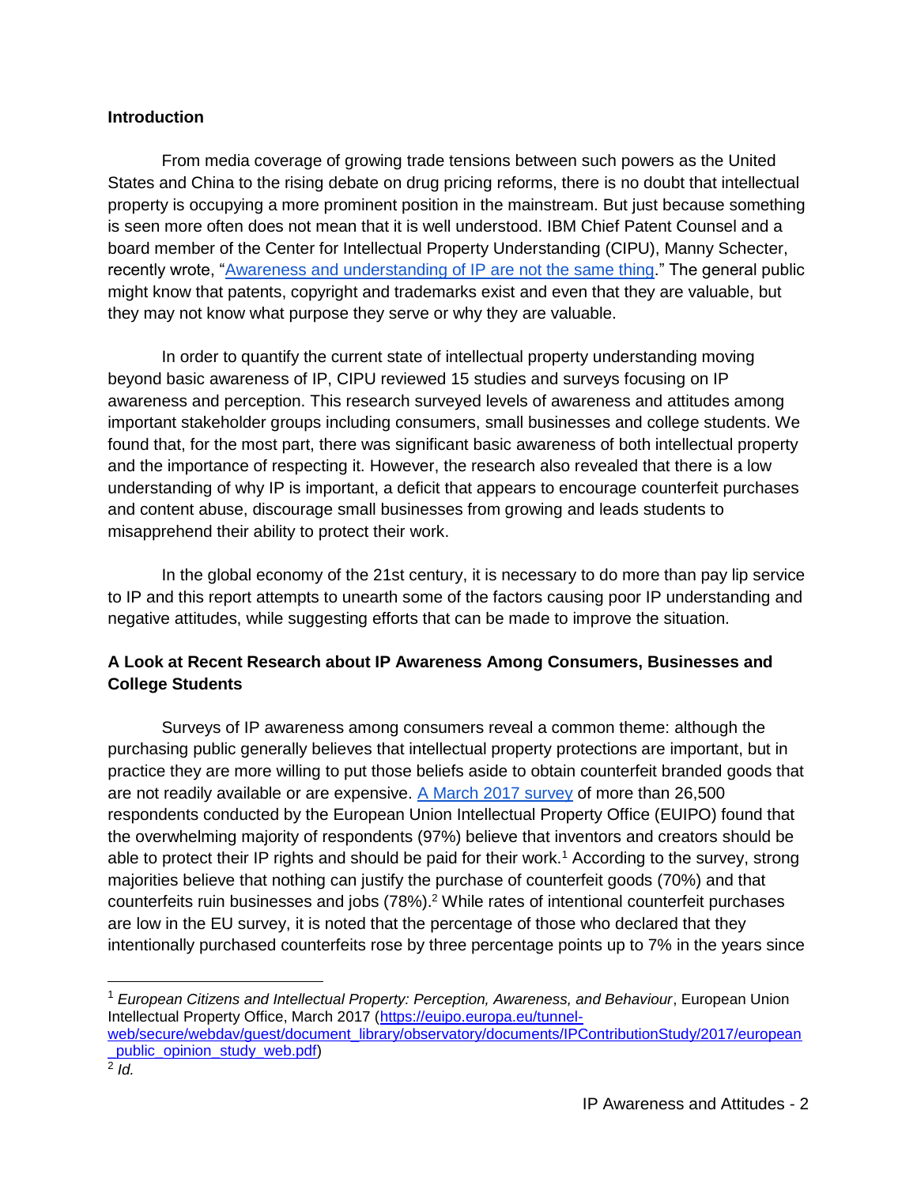**Introduction**

From media coverage of growing trade tensions between such powers as the United States and China to the rising debate on drug pricing reforms, there is no doubt that intellectual property is occupying a more prominent position in the mainstream. But just because something is seen more often does not mean that it is well understood. IBM Chief Patent Counsel and a board member of the Center for Intellectual Property Understanding (CIPU), Manny Schecter, recently wrote, "Awareness and understanding of IP are not the same thing." The general public might know that patents, copyright and trademarks exist and even that they are valuable, but they may not know what purpose they serve or why they are valuable.

In order to quantify the current state of intellectual property understanding moving beyond basic awareness of IP, CIPU reviewed 15 studies and surveys focusing on IP awareness and perception. This research surveyed levels of awareness and attitudes among important stakeholder groups including consumers, small businesses and college students. We found that, for the most part, there was significant basic awareness of both intellectual property and the importance of respecting it. However, the research also revealed that there is a low understanding of why IP is important, a deficit that appears to encourage counterfeit purchases and content abuse, discourage small businesses from growing and leads students to misapprehend their ability to protect their work.

In the global economy of the 21st century, it is necessary to do more than pay lip service to IP and this report attempts to unearth some of the factors causing poor IP understanding and negative attitudes, while suggesting efforts that can be made to improve the situation.

**A Look at Recent Research about IP Awareness Among Consumers, Businesses and College Students**

Surveys of IP awareness among consumers reveal a common theme: although the purchasing public generally believes that intellectual property protections are important, but in practice they are more willing to put those beliefs aside to obtain counterfeit branded goods that are not readily available or are expensive. A March 2017 survey of more than 26,500 respondents conducted by the European Union Intellectual Property Office (EUIPO) found that the overwhelming majority of respondents (97%) believe that inventors and creators should be able to protect their IP rights and should be paid for their work.[1] According to the survey, strong majorities believe that nothing can justify the purchase of counterfeit goods (70%) and that counterfeits ruin businesses and jobs (78%).[2] While rates of intentional counterfeit purchases are low in the EU survey, it is noted that the percentage of those who declared that they intentionally purchased counterfeits rose by three percentage points up to 7% in the years since

---

[1] *European Citizens and Intellectual Property: Perception, Awareness, and Behaviour*, European Union Intellectual Property Office, March 2017 (https://euipo.europa.eu/tunnel-web/secure/webdav/guest/document_library/observatory/documents/IPContributionStudy/2017/european_public_opinion_study_web.pdf)

[2] *Id.*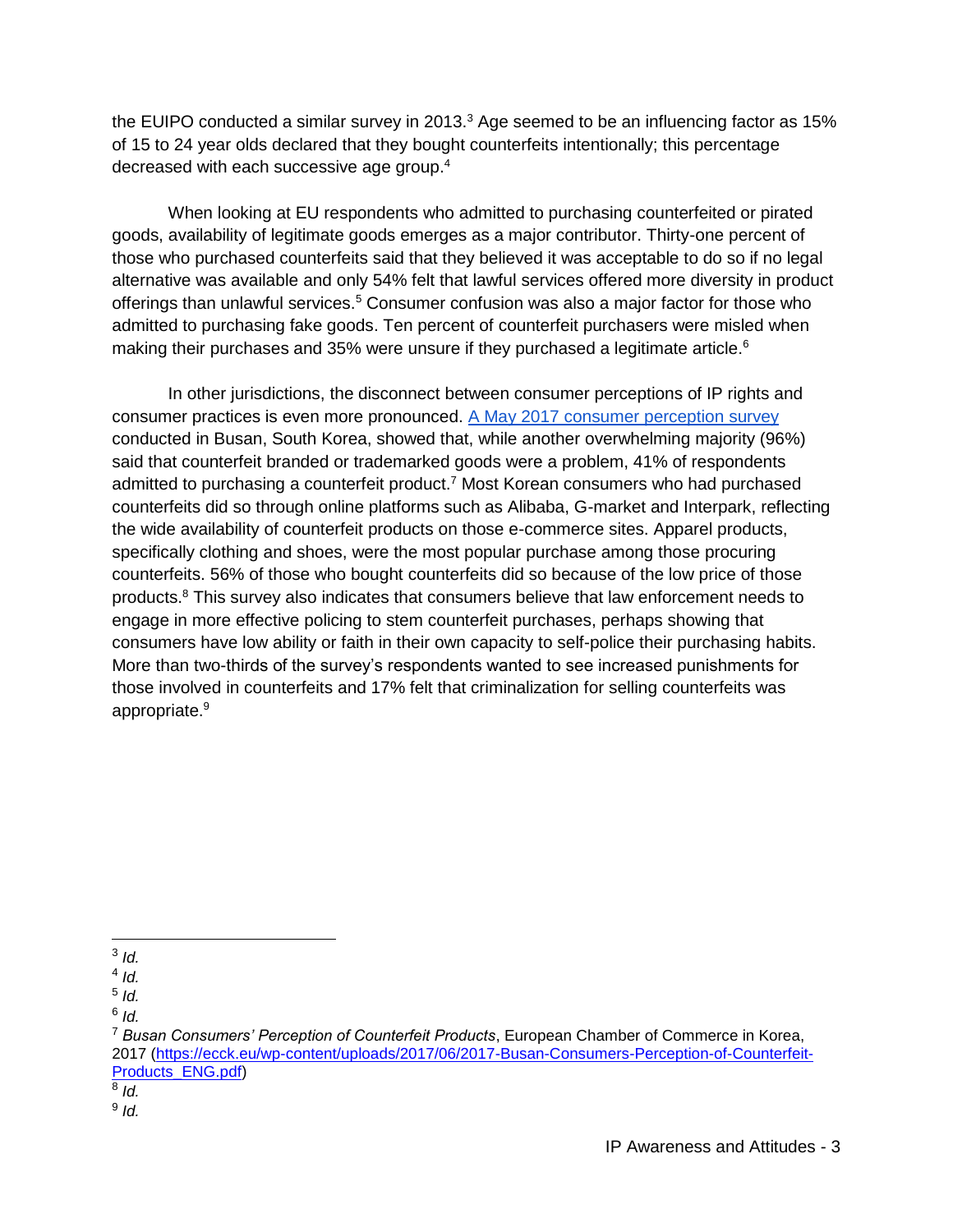the EUIPO conducted a similar survey in 2013.[3] Age seemed to be an influencing factor as 15% of 15 to 24 year olds declared that they bought counterfeits intentionally; this percentage decreased with each successive age group.[4]

When looking at EU respondents who admitted to purchasing counterfeited or pirated goods, availability of legitimate goods emerges as a major contributor. Thirty-one percent of those who purchased counterfeits said that they believed it was acceptable to do so if no legal alternative was available and only 54% felt that lawful services offered more diversity in product offerings than unlawful services.[5] Consumer confusion was also a major factor for those who admitted to purchasing fake goods. Ten percent of counterfeit purchasers were misled when making their purchases and 35% were unsure if they purchased a legitimate article.[6]

In other jurisdictions, the disconnect between consumer perceptions of IP rights and consumer practices is even more pronounced. [A May 2017 consumer perception survey](https://ecck.eu/wp-content/uploads/2017/06/2017-Busan-Consumers-Perception-of-Counterfeit-Products_ENG.pdf) conducted in Busan, South Korea, showed that, while another overwhelming majority (96%) said that counterfeit branded or trademarked goods were a problem, 41% of respondents admitted to purchasing a counterfeit product.[7] Most Korean consumers who had purchased counterfeits did so through online platforms such as Alibaba, G-market and Interpark, reflecting the wide availability of counterfeit products on those e-commerce sites. Apparel products, specifically clothing and shoes, were the most popular purchase among those procuring counterfeits. 56% of those who bought counterfeits did so because of the low price of those products.[8] This survey also indicates that consumers believe that law enforcement needs to engage in more effective policing to stem counterfeit purchases, perhaps showing that consumers have low ability or faith in their own capacity to self-police their purchasing habits. More than two-thirds of the survey's respondents wanted to see increased punishments for those involved in counterfeits and 17% felt that criminalization for selling counterfeits was appropriate.[9]

---

[3] *Id.*

[4] *Id.*

[5] *Id.*

[6] *Id.*

[7] *Busan Consumers' Perception of Counterfeit Products*, European Chamber of Commerce in Korea, 2017 (https://ecck.eu/wp-content/uploads/2017/06/2017-Busan-Consumers-Perception-of-Counterfeit-Products_ENG.pdf)

[8] *Id.*

[9] *Id.*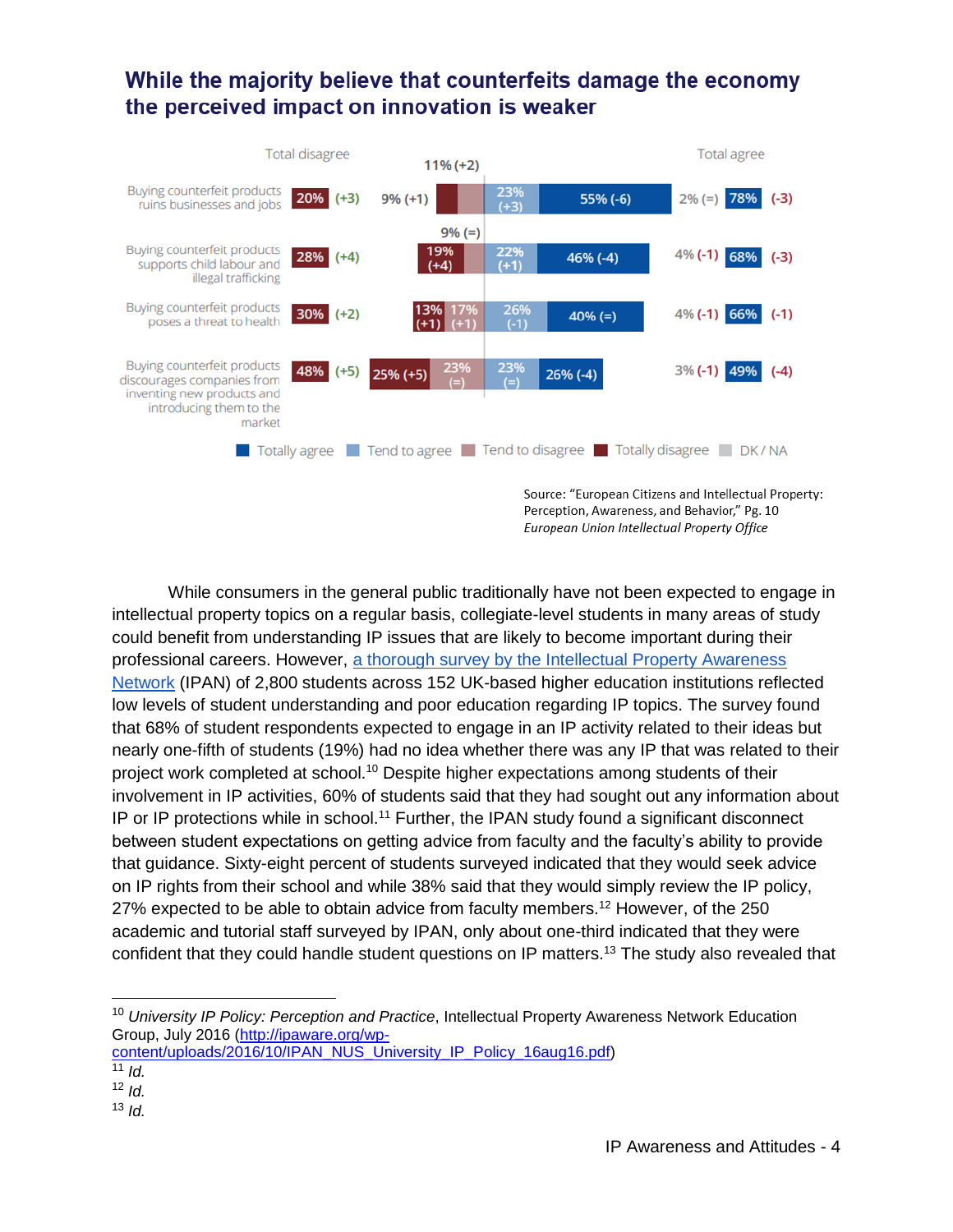## While the majority believe that counterfeits damage the economy the perceived impact on innovation is weaker

| | Total disagree | | DK / NA | Totally disagree | Tend to disagree | Tend to agree | Totally agree | DK / NA | Total agree | |
|---|---|---|---|---|---|---|---|---|---|---|
| Buying counterfeit products ruins businesses and jobs | 20% | (+3) | | 9% (+1) | 11% (+2) | 23% (+3) | 55% (-6) | 2% (=) | 78% | (-3) |
| Buying counterfeit products supports child labour and illegal trafficking | 28% | (+4) | | 19% (+4) | 9% (=) | 22% (+1) | 46% (-4) | 4% (-1) | 68% | (-3) |
| Buying counterfeit products poses a threat to health | 30% | (+2) | | 13% (+1) | 17% (+1) | 26% (-1) | 40% (=) | 4% (-1) | 66% | (-1) |
| Buying counterfeit products discourages companies from inventing new products and introducing them to the market | 48% | (+5) | | 25% (+5) | 23% (=) | 23% (=) | 26% (-4) | 3% (-1) | 49% | (-4) |

Source: "European Citizens and Intellectual Property: Perception, Awareness, and Behavior," Pg. 10
*European Union Intellectual Property Office*

While consumers in the general public traditionally have not been expected to engage in intellectual property topics on a regular basis, collegiate-level students in many areas of study could benefit from understanding IP issues that are likely to become important during their professional careers. However, a thorough survey by the Intellectual Property Awareness Network (IPAN) of 2,800 students across 152 UK-based higher education institutions reflected low levels of student understanding and poor education regarding IP topics. The survey found that 68% of student respondents expected to engage in an IP activity related to their ideas but nearly one-fifth of students (19%) had no idea whether there was any IP that was related to their project work completed at school.[10] Despite higher expectations among students of their involvement in IP activities, 60% of students said that they had sought out any information about IP or IP protections while in school.[11] Further, the IPAN study found a significant disconnect between student expectations on getting advice from faculty and the faculty's ability to provide that guidance. Sixty-eight percent of students surveyed indicated that they would seek advice on IP rights from their school and while 38% said that they would simply review the IP policy, 27% expected to be able to obtain advice from faculty members.[12] However, of the 250 academic and tutorial staff surveyed by IPAN, only about one-third indicated that they were confident that they could handle student questions on IP matters.[13] The study also revealed that

---

[10] *University IP Policy: Perception and Practice*, Intellectual Property Awareness Network Education Group, July 2016 (http://ipaware.org/wp-content/uploads/2016/10/IPAN_NUS_University_IP_Policy_16aug16.pdf)
[11] *Id.*
[12] *Id.*
[13] *Id.*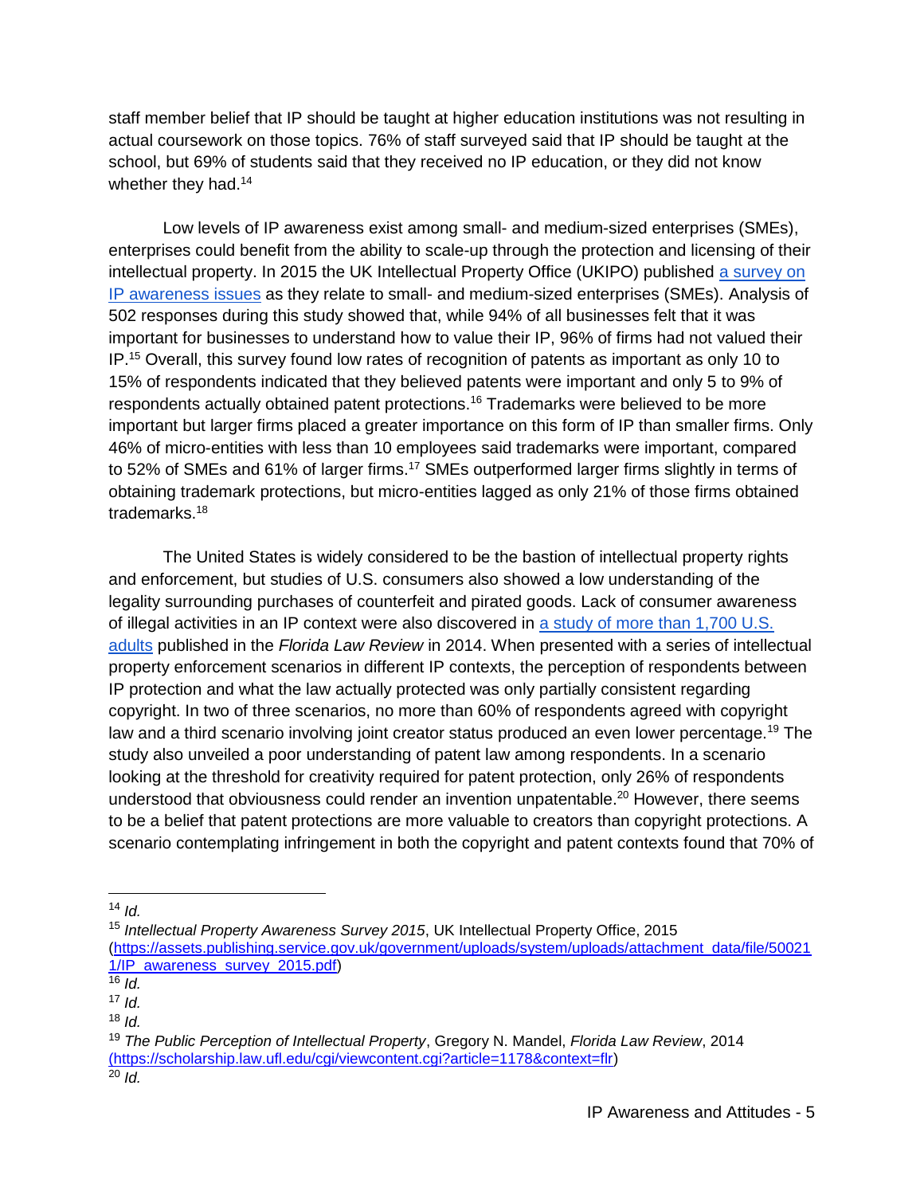staff member belief that IP should be taught at higher education institutions was not resulting in actual coursework on those topics. 76% of staff surveyed said that IP should be taught at the school, but 69% of students said that they received no IP education, or they did not know whether they had.[14]

Low levels of IP awareness exist among small- and medium-sized enterprises (SMEs), enterprises could benefit from the ability to scale-up through the protection and licensing of their intellectual property. In 2015 the UK Intellectual Property Office (UKIPO) published [a survey on IP awareness issues](https://assets.publishing.service.gov.uk/government/uploads/system/uploads/attachment_data/file/500211/IP_awareness_survey_2015.pdf) as they relate to small- and medium-sized enterprises (SMEs). Analysis of 502 responses during this study showed that, while 94% of all businesses felt that it was important for businesses to understand how to value their IP, 96% of firms had not valued their IP.[15] Overall, this survey found low rates of recognition of patents as important as only 10 to 15% of respondents indicated that they believed patents were important and only 5 to 9% of respondents actually obtained patent protections.[16] Trademarks were believed to be more important but larger firms placed a greater importance on this form of IP than smaller firms. Only 46% of micro-entities with less than 10 employees said trademarks were important, compared to 52% of SMEs and 61% of larger firms.[17] SMEs outperformed larger firms slightly in terms of obtaining trademark protections, but micro-entities lagged as only 21% of those firms obtained trademarks.[18]

The United States is widely considered to be the bastion of intellectual property rights and enforcement, but studies of U.S. consumers also showed a low understanding of the legality surrounding purchases of counterfeit and pirated goods. Lack of consumer awareness of illegal activities in an IP context were also discovered in [a study of more than 1,700 U.S. adults](https://scholarship.law.ufl.edu/cgi/viewcontent.cgi?article=1178&context=flr) published in the *Florida Law Review* in 2014. When presented with a series of intellectual property enforcement scenarios in different IP contexts, the perception of respondents between IP protection and what the law actually protected was only partially consistent regarding copyright. In two of three scenarios, no more than 60% of respondents agreed with copyright law and a third scenario involving joint creator status produced an even lower percentage.[19] The study also unveiled a poor understanding of patent law among respondents. In a scenario looking at the threshold for creativity required for patent protection, only 26% of respondents understood that obviousness could render an invention unpatentable.[20] However, there seems to be a belief that patent protections are more valuable to creators than copyright protections. A scenario contemplating infringement in both the copyright and patent contexts found that 70% of

---

[14] *Id.*

[15] *Intellectual Property Awareness Survey 2015*, UK Intellectual Property Office, 2015 (https://assets.publishing.service.gov.uk/government/uploads/system/uploads/attachment_data/file/500211/IP_awareness_survey_2015.pdf)

[16] *Id.*

[17] *Id.*

[18] *Id.*

[19] *The Public Perception of Intellectual Property*, Gregory N. Mandel, *Florida Law Review*, 2014 (https://scholarship.law.ufl.edu/cgi/viewcontent.cgi?article=1178&context=flr)

[20] *Id.*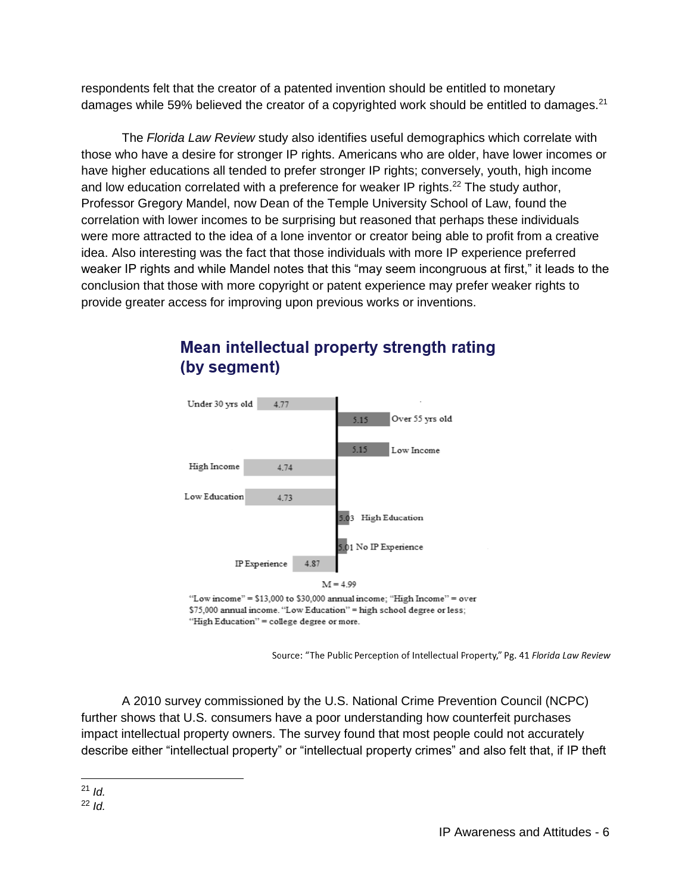respondents felt that the creator of a patented invention should be entitled to monetary damages while 59% believed the creator of a copyrighted work should be entitled to damages.[21]

The *Florida Law Review* study also identifies useful demographics which correlate with those who have a desire for stronger IP rights. Americans who are older, have lower incomes or have higher educations all tended to prefer stronger IP rights; conversely, youth, high income and low education correlated with a preference for weaker IP rights.[22] The study author, Professor Gregory Mandel, now Dean of the Temple University School of Law, found the correlation with lower incomes to be surprising but reasoned that perhaps these individuals were more attracted to the idea of a lone inventor or creator being able to profit from a creative idea. Also interesting was the fact that those individuals with more IP experience preferred weaker IP rights and while Mandel notes that this "may seem incongruous at first," it leads to the conclusion that those with more copyright or patent experience may prefer weaker rights to provide greater access for improving upon previous works or inventions.

**Mean intellectual property strength rating (by segment)**

| Segment | Rating |
| --- | --- |
| Under 30 yrs old | 4.77 |
| Over 55 yrs old | 5.15 |
| Low Income | 5.15 |
| High Income | 4.74 |
| Low Education | 4.73 |
| High Education | 5.03 |
| No IP Experience | 5.01 |
| IP Experience | 4.87 |

M = 4.99

"Low income" = $13,000 to $30,000 annual income; "High Income" = over $75,000 annual income. "Low Education" = high school degree or less; "High Education" = college degree or more.

Source: "The Public Perception of Intellectual Property," Pg. 41 *Florida Law Review*

A 2010 survey commissioned by the U.S. National Crime Prevention Council (NCPC) further shows that U.S. consumers have a poor understanding how counterfeit purchases impact intellectual property owners. The survey found that most people could not accurately describe either "intellectual property" or "intellectual property crimes" and also felt that, if IP theft

[21] *Id.*

[22] *Id.*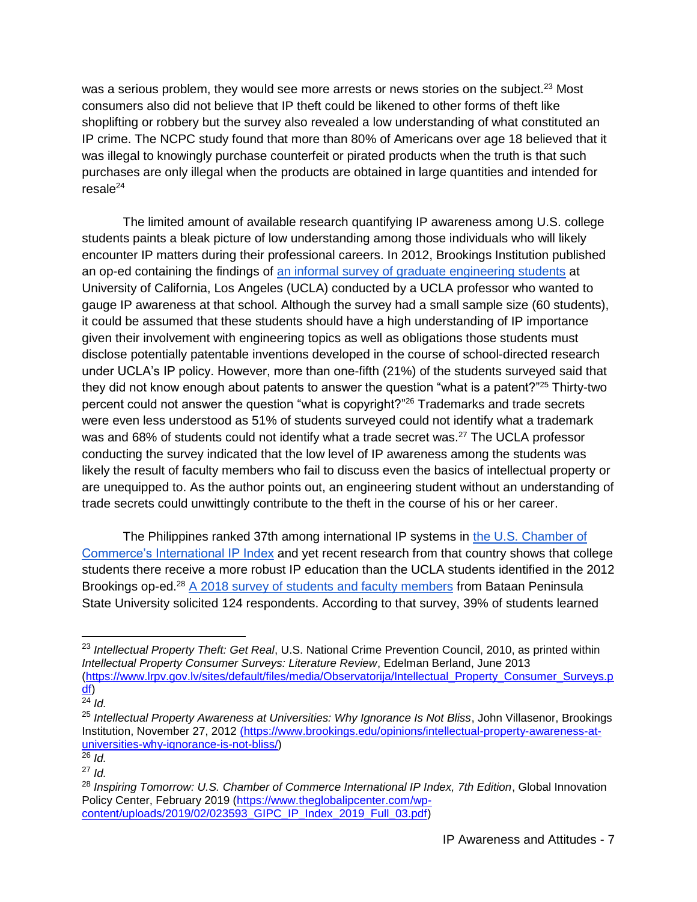was a serious problem, they would see more arrests or news stories on the subject.[23] Most consumers also did not believe that IP theft could be likened to other forms of theft like shoplifting or robbery but the survey also revealed a low understanding of what constituted an IP crime. The NCPC study found that more than 80% of Americans over age 18 believed that it was illegal to knowingly purchase counterfeit or pirated products when the truth is that such purchases are only illegal when the products are obtained in large quantities and intended for resale[24]

The limited amount of available research quantifying IP awareness among U.S. college students paints a bleak picture of low understanding among those individuals who will likely encounter IP matters during their professional careers. In 2012, Brookings Institution published an op-ed containing the findings of [an informal survey of graduate engineering students](https://www.brookings.edu/opinions/intellectual-property-awareness-at-universities-why-ignorance-is-not-bliss/) at University of California, Los Angeles (UCLA) conducted by a UCLA professor who wanted to gauge IP awareness at that school. Although the survey had a small sample size (60 students), it could be assumed that these students should have a high understanding of IP importance given their involvement with engineering topics as well as obligations those students must disclose potentially patentable inventions developed in the course of school-directed research under UCLA's IP policy. However, more than one-fifth (21%) of the students surveyed said that they did not know enough about patents to answer the question "what is a patent?"[25] Thirty-two percent could not answer the question "what is copyright?"[26] Trademarks and trade secrets were even less understood as 51% of students surveyed could not identify what a trademark was and 68% of students could not identify what a trade secret was.[27] The UCLA professor conducting the survey indicated that the low level of IP awareness among the students was likely the result of faculty members who fail to discuss even the basics of intellectual property or are unequipped to. As the author points out, an engineering student without an understanding of trade secrets could unwittingly contribute to the theft in the course of his or her career.

The Philippines ranked 37th among international IP systems in [the U.S. Chamber of Commerce's International IP Index](https://www.theglobalipcenter.com/wp-content/uploads/2019/02/023593_GIPC_IP_Index_2019_Full_03.pdf) and yet recent research from that country shows that college students there receive a more robust IP education than the UCLA students identified in the 2012 Brookings op-ed.[28] [A 2018 survey of students and faculty members](#) from Bataan Peninsula State University solicited 124 respondents. According to that survey, 39% of students learned

---

[23] *Intellectual Property Theft: Get Real*, U.S. National Crime Prevention Council, 2010, as printed within *Intellectual Property Consumer Surveys: Literature Review*, Edelman Berland, June 2013 (https://www.lrpv.gov.lv/sites/default/files/media/Observatorija/Intellectual_Property_Consumer_Surveys.pdf)

[24] *Id.*

[25] *Intellectual Property Awareness at Universities: Why Ignorance Is Not Bliss*, John Villasenor, Brookings Institution, November 27, 2012 (https://www.brookings.edu/opinions/intellectual-property-awareness-at-universities-why-ignorance-is-not-bliss/)

[26] *Id.*

[27] *Id.*

[28] *Inspiring Tomorrow: U.S. Chamber of Commerce International IP Index, 7th Edition*, Global Innovation Policy Center, February 2019 (https://www.theglobalipcenter.com/wp-content/uploads/2019/02/023593_GIPC_IP_Index_2019_Full_03.pdf)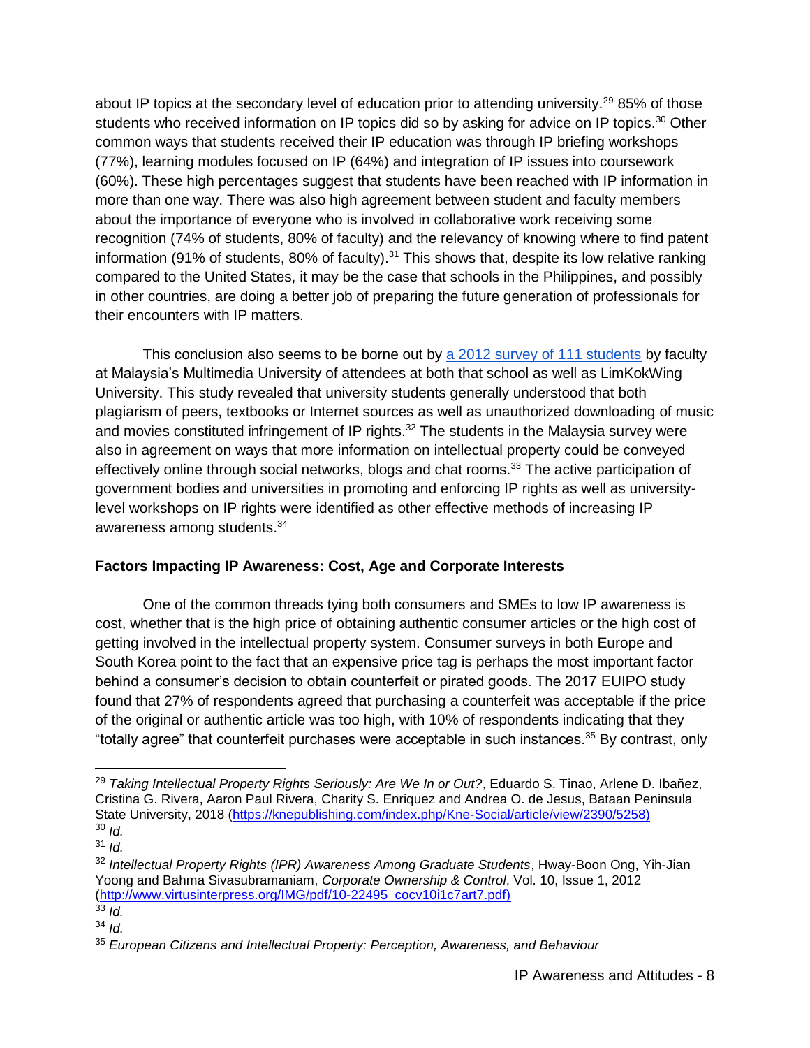about IP topics at the secondary level of education prior to attending university.[29] 85% of those students who received information on IP topics did so by asking for advice on IP topics.[30] Other common ways that students received their IP education was through IP briefing workshops (77%), learning modules focused on IP (64%) and integration of IP issues into coursework (60%). These high percentages suggest that students have been reached with IP information in more than one way. There was also high agreement between student and faculty members about the importance of everyone who is involved in collaborative work receiving some recognition (74% of students, 80% of faculty) and the relevancy of knowing where to find patent information (91% of students, 80% of faculty).[31] This shows that, despite its low relative ranking compared to the United States, it may be the case that schools in the Philippines, and possibly in other countries, are doing a better job of preparing the future generation of professionals for their encounters with IP matters.

This conclusion also seems to be borne out by a 2012 survey of 111 students by faculty at Malaysia's Multimedia University of attendees at both that school as well as LimKokWing University. This study revealed that university students generally understood that both plagiarism of peers, textbooks or Internet sources as well as unauthorized downloading of music and movies constituted infringement of IP rights.[32] The students in the Malaysia survey were also in agreement on ways that more information on intellectual property could be conveyed effectively online through social networks, blogs and chat rooms.[33] The active participation of government bodies and universities in promoting and enforcing IP rights as well as university-level workshops on IP rights were identified as other effective methods of increasing IP awareness among students.[34]

**Factors Impacting IP Awareness: Cost, Age and Corporate Interests**

One of the common threads tying both consumers and SMEs to low IP awareness is cost, whether that is the high price of obtaining authentic consumer articles or the high cost of getting involved in the intellectual property system. Consumer surveys in both Europe and South Korea point to the fact that an expensive price tag is perhaps the most important factor behind a consumer's decision to obtain counterfeit or pirated goods. The 2017 EUIPO study found that 27% of respondents agreed that purchasing a counterfeit was acceptable if the price of the original or authentic article was too high, with 10% of respondents indicating that they "totally agree" that counterfeit purchases were acceptable in such instances.[35] By contrast, only

---

[29] *Taking Intellectual Property Rights Seriously: Are We In or Out?*, Eduardo S. Tinao, Arlene D. Ibañez, Cristina G. Rivera, Aaron Paul Rivera, Charity S. Enriquez and Andrea O. de Jesus, Bataan Peninsula State University, 2018 (https://knepublishing.com/index.php/Kne-Social/article/view/2390/5258)

[30] *Id.*

[31] *Id.*

[32] *Intellectual Property Rights (IPR) Awareness Among Graduate Students*, Hway-Boon Ong, Yih-Jian Yoong and Bahma Sivasubramaniam, *Corporate Ownership & Control*, Vol. 10, Issue 1, 2012 (http://www.virtusinterpress.org/IMG/pdf/10-22495_cocv10i1c7art7.pdf)

[33] *Id.*

[34] *Id.*

[35] *European Citizens and Intellectual Property: Perception, Awareness, and Behaviour*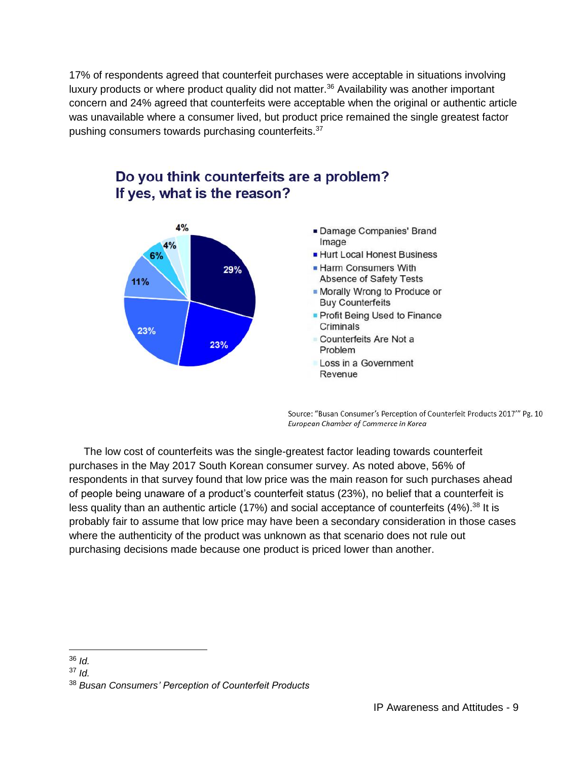17% of respondents agreed that counterfeit purchases were acceptable in situations involving luxury products or where product quality did not matter.[36] Availability was another important concern and 24% agreed that counterfeits were acceptable when the original or authentic article was unavailable where a consumer lived, but product price remained the single greatest factor pushing consumers towards purchasing counterfeits.[37]

**Do you think counterfeits are a problem? If yes, what is the reason?**

| Reason | Share |
|---|---|
| Damage Companies' Brand Image | 29% |
| Hurt Local Honest Business | 23% |
| Harm Consumers With Absence of Safety Tests | 23% |
| Morally Wrong to Produce or Buy Counterfeits | 11% |
| Profit Being Used to Finance Criminals | 6% |
| Counterfeits Are Not a Problem | 4% |
| Loss in a Government Revenue | 4% |

Source: "Busan Consumer's Perception of Counterfeit Products 2017'" Pg. 10
*European Chamber of Commerce in Korea*

The low cost of counterfeits was the single-greatest factor leading towards counterfeit purchases in the May 2017 South Korean consumer survey. As noted above, 56% of respondents in that survey found that low price was the main reason for such purchases ahead of people being unaware of a product's counterfeit status (23%), no belief that a counterfeit is less quality than an authentic article (17%) and social acceptance of counterfeits (4%).[38] It is probably fair to assume that low price may have been a secondary consideration in those cases where the authenticity of the product was unknown as that scenario does not rule out purchasing decisions made because one product is priced lower than another.

---

[36] *Id.*

[37] *Id.*

[38] *Busan Consumers' Perception of Counterfeit Products*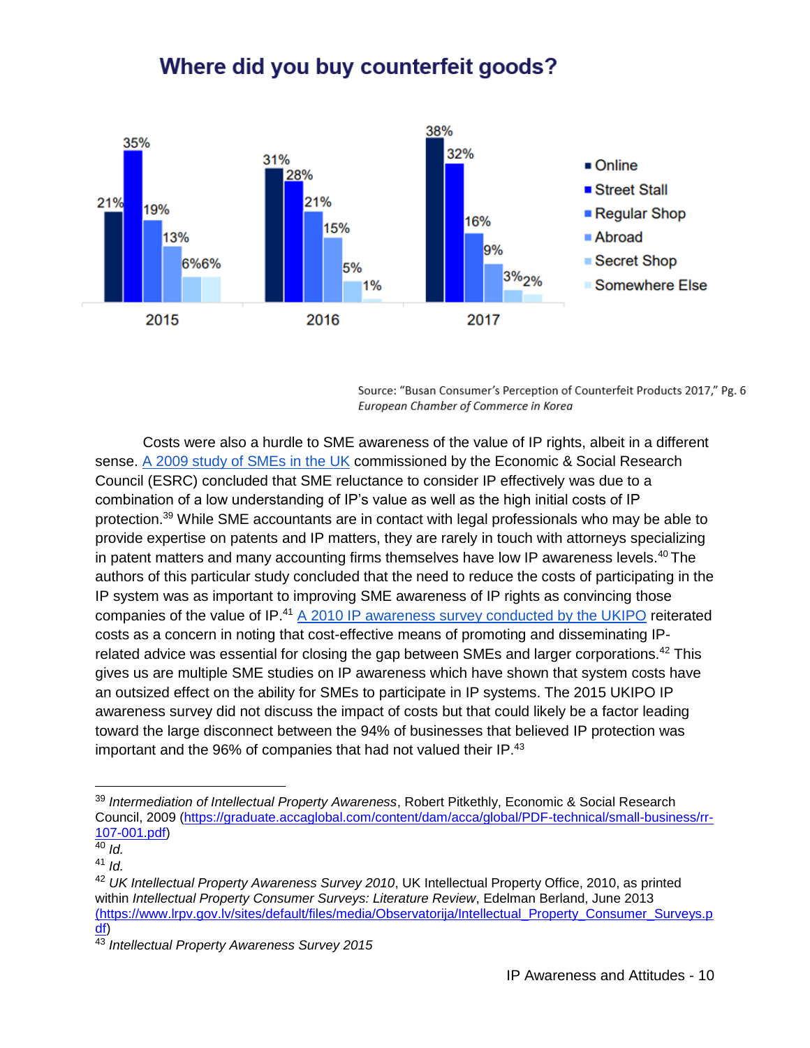## Where did you buy counterfeit goods?

| | Online | Street Stall | Regular Shop | Abroad | Secret Shop | Somewhere Else |
|---|---|---|---|---|---|---|
| 2015 | 21% | 35% | 19% | 13% | 6% | 6% |
| 2016 | 31% | 28% | 21% | 15% | 5% | 1% |
| 2017 | 38% | 32% | 16% | 9% | 3% | 2% |

Source: "Busan Consumer's Perception of Counterfeit Products 2017," Pg. 6
*European Chamber of Commerce in Korea*

Costs were also a hurdle to SME awareness of the value of IP rights, albeit in a different sense. A 2009 study of SMEs in the UK commissioned by the Economic & Social Research Council (ESRC) concluded that SME reluctance to consider IP effectively was due to a combination of a low understanding of IP's value as well as the high initial costs of IP protection.[39] While SME accountants are in contact with legal professionals who may be able to provide expertise on patents and IP matters, they are rarely in touch with attorneys specializing in patent matters and many accounting firms themselves have low IP awareness levels.[40] The authors of this particular study concluded that the need to reduce the costs of participating in the IP system was as important to improving SME awareness of IP rights as convincing those companies of the value of IP.[41] A 2010 IP awareness survey conducted by the UKIPO reiterated costs as a concern in noting that cost-effective means of promoting and disseminating IP-related advice was essential for closing the gap between SMEs and larger corporations.[42] This gives us are multiple SME studies on IP awareness which have shown that system costs have an outsized effect on the ability for SMEs to participate in IP systems. The 2015 UKIPO IP awareness survey did not discuss the impact of costs but that could likely be a factor leading toward the large disconnect between the 94% of businesses that believed IP protection was important and the 96% of companies that had not valued their IP.[43]

---

[39] *Intermediation of Intellectual Property Awareness*, Robert Pitkethly, Economic & Social Research Council, 2009 (https://graduate.accaglobal.com/content/dam/acca/global/PDF-technical/small-business/rr-107-001.pdf)

[40] *Id.*

[41] *Id.*

[42] *UK Intellectual Property Awareness Survey 2010*, UK Intellectual Property Office, 2010, as printed within *Intellectual Property Consumer Surveys: Literature Review*, Edelman Berland, June 2013 (https://www.lrpv.gov.lv/sites/default/files/media/Observatorija/Intellectual_Property_Consumer_Surveys.pdf)

[43] *Intellectual Property Awareness Survey 2015*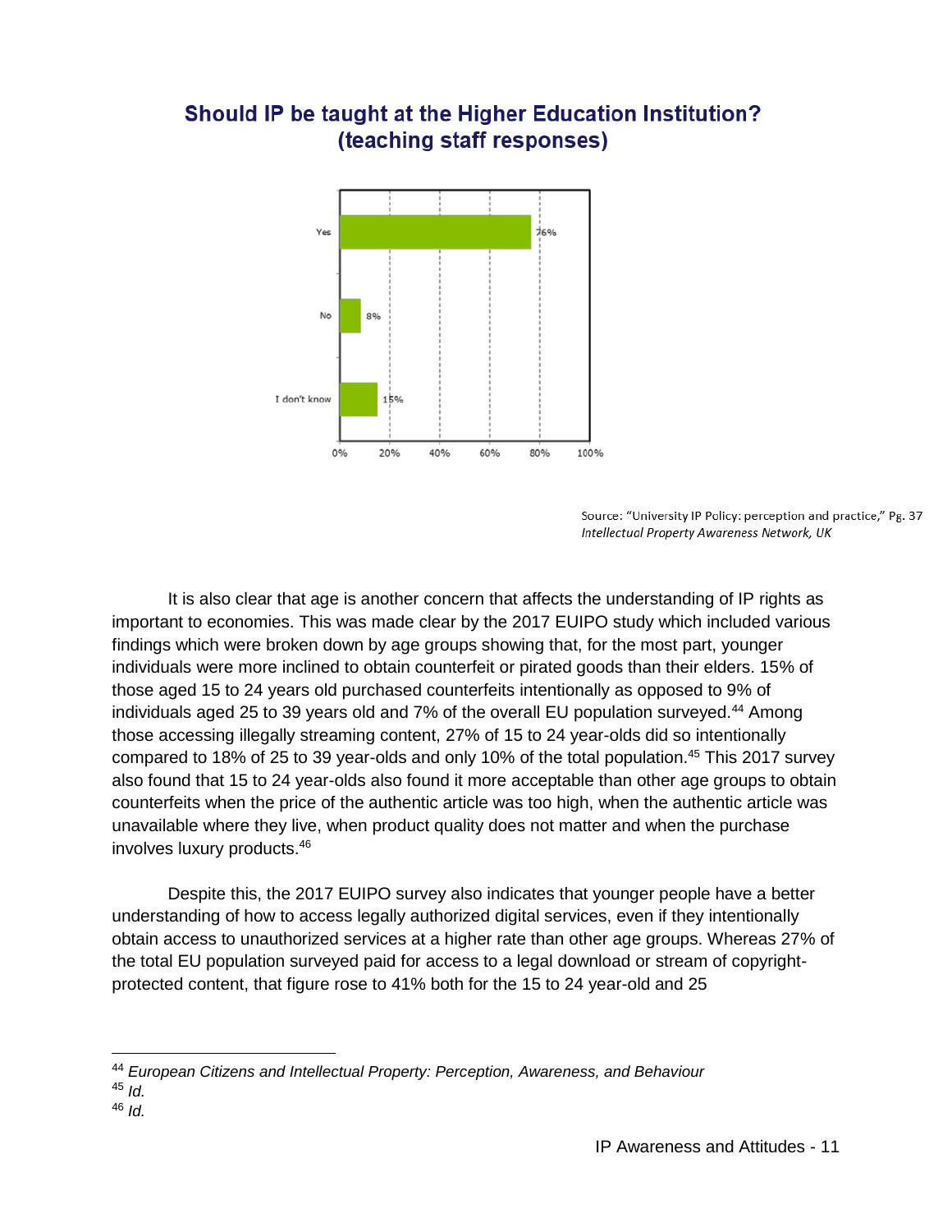## Should IP be taught at the Higher Education Institution? (teaching staff responses)

| Response | Percentage |
|---|---|
| Yes | 76% |
| No | 8% |
| I don't know | 15% |

Source: "University IP Policy: perception and practice," Pg. 37
*Intellectual Property Awareness Network, UK*

It is also clear that age is another concern that affects the understanding of IP rights as important to economies. This was made clear by the 2017 EUIPO study which included various findings which were broken down by age groups showing that, for the most part, younger individuals were more inclined to obtain counterfeit or pirated goods than their elders. 15% of those aged 15 to 24 years old purchased counterfeits intentionally as opposed to 9% of individuals aged 25 to 39 years old and 7% of the overall EU population surveyed.[44] Among those accessing illegally streaming content, 27% of 15 to 24 year-olds did so intentionally compared to 18% of 25 to 39 year-olds and only 10% of the total population.[45] This 2017 survey also found that 15 to 24 year-olds also found it more acceptable than other age groups to obtain counterfeits when the price of the authentic article was too high, when the authentic article was unavailable where they live, when product quality does not matter and when the purchase involves luxury products.[46]

Despite this, the 2017 EUIPO survey also indicates that younger people have a better understanding of how to access legally authorized digital services, even if they intentionally obtain access to unauthorized services at a higher rate than other age groups. Whereas 27% of the total EU population surveyed paid for access to a legal download or stream of copyright-protected content, that figure rose to 41% both for the 15 to 24 year-old and 25

---

[44] *European Citizens and Intellectual Property: Perception, Awareness, and Behaviour*

[45] *Id.*

[46] *Id.*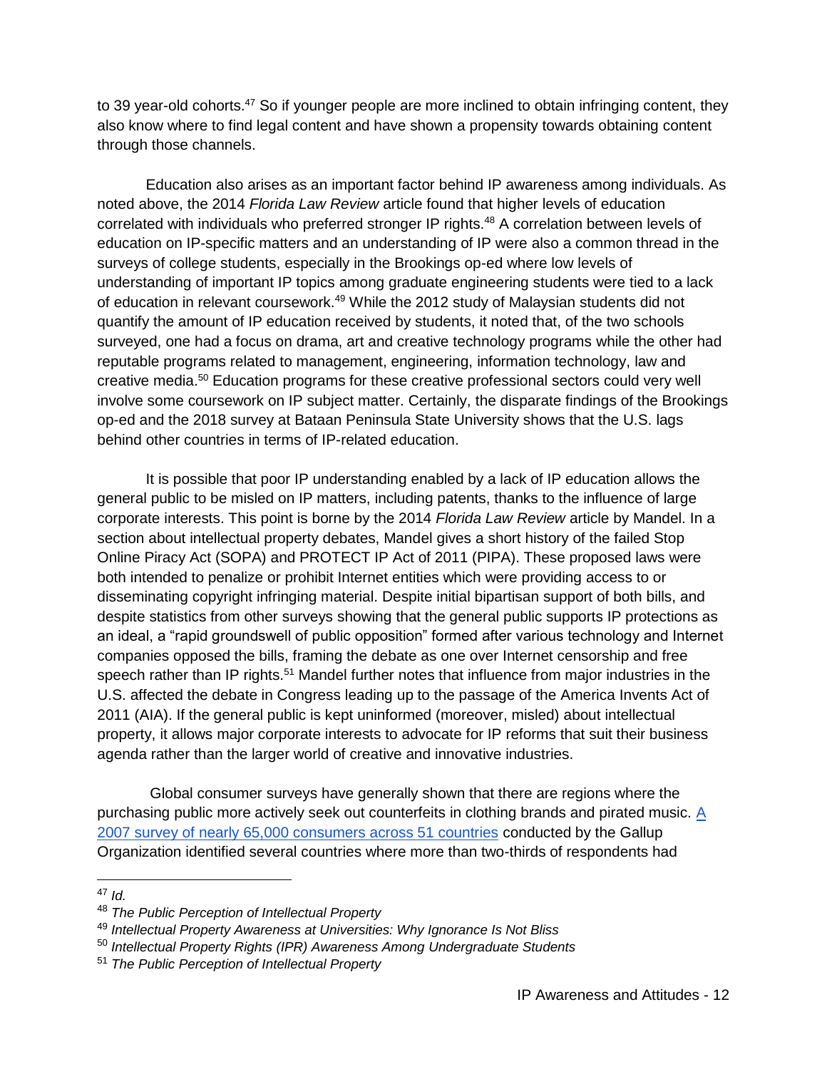to 39 year-old cohorts.[47] So if younger people are more inclined to obtain infringing content, they also know where to find legal content and have shown a propensity towards obtaining content through those channels.

Education also arises as an important factor behind IP awareness among individuals. As noted above, the 2014 *Florida Law Review* article found that higher levels of education correlated with individuals who preferred stronger IP rights.[48] A correlation between levels of education on IP-specific matters and an understanding of IP were also a common thread in the surveys of college students, especially in the Brookings op-ed where low levels of understanding of important IP topics among graduate engineering students were tied to a lack of education in relevant coursework.[49] While the 2012 study of Malaysian students did not quantify the amount of IP education received by students, it noted that, of the two schools surveyed, one had a focus on drama, art and creative technology programs while the other had reputable programs related to management, engineering, information technology, law and creative media.[50] Education programs for these creative professional sectors could very well involve some coursework on IP subject matter. Certainly, the disparate findings of the Brookings op-ed and the 2018 survey at Bataan Peninsula State University shows that the U.S. lags behind other countries in terms of IP-related education.

It is possible that poor IP understanding enabled by a lack of IP education allows the general public to be misled on IP matters, including patents, thanks to the influence of large corporate interests. This point is borne by the 2014 *Florida Law Review* article by Mandel. In a section about intellectual property debates, Mandel gives a short history of the failed Stop Online Piracy Act (SOPA) and PROTECT IP Act of 2011 (PIPA). These proposed laws were both intended to penalize or prohibit Internet entities which were providing access to or disseminating copyright infringing material. Despite initial bipartisan support of both bills, and despite statistics from other surveys showing that the general public supports IP protections as an ideal, a "rapid groundswell of public opposition" formed after various technology and Internet companies opposed the bills, framing the debate as one over Internet censorship and free speech rather than IP rights.[51] Mandel further notes that influence from major industries in the U.S. affected the debate in Congress leading up to the passage of the America Invents Act of 2011 (AIA). If the general public is kept uninformed (moreover, misled) about intellectual property, it allows major corporate interests to advocate for IP reforms that suit their business agenda rather than the larger world of creative and innovative industries.

Global consumer surveys have generally shown that there are regions where the purchasing public more actively seek out counterfeits in clothing brands and pirated music. A 2007 survey of nearly 65,000 consumers across 51 countries conducted by the Gallup Organization identified several countries where more than two-thirds of respondents had

---

[47] *Id.*

[48] *The Public Perception of Intellectual Property*

[49] *Intellectual Property Awareness at Universities: Why Ignorance Is Not Bliss*

[50] *Intellectual Property Rights (IPR) Awareness Among Undergraduate Students*

[51] *The Public Perception of Intellectual Property*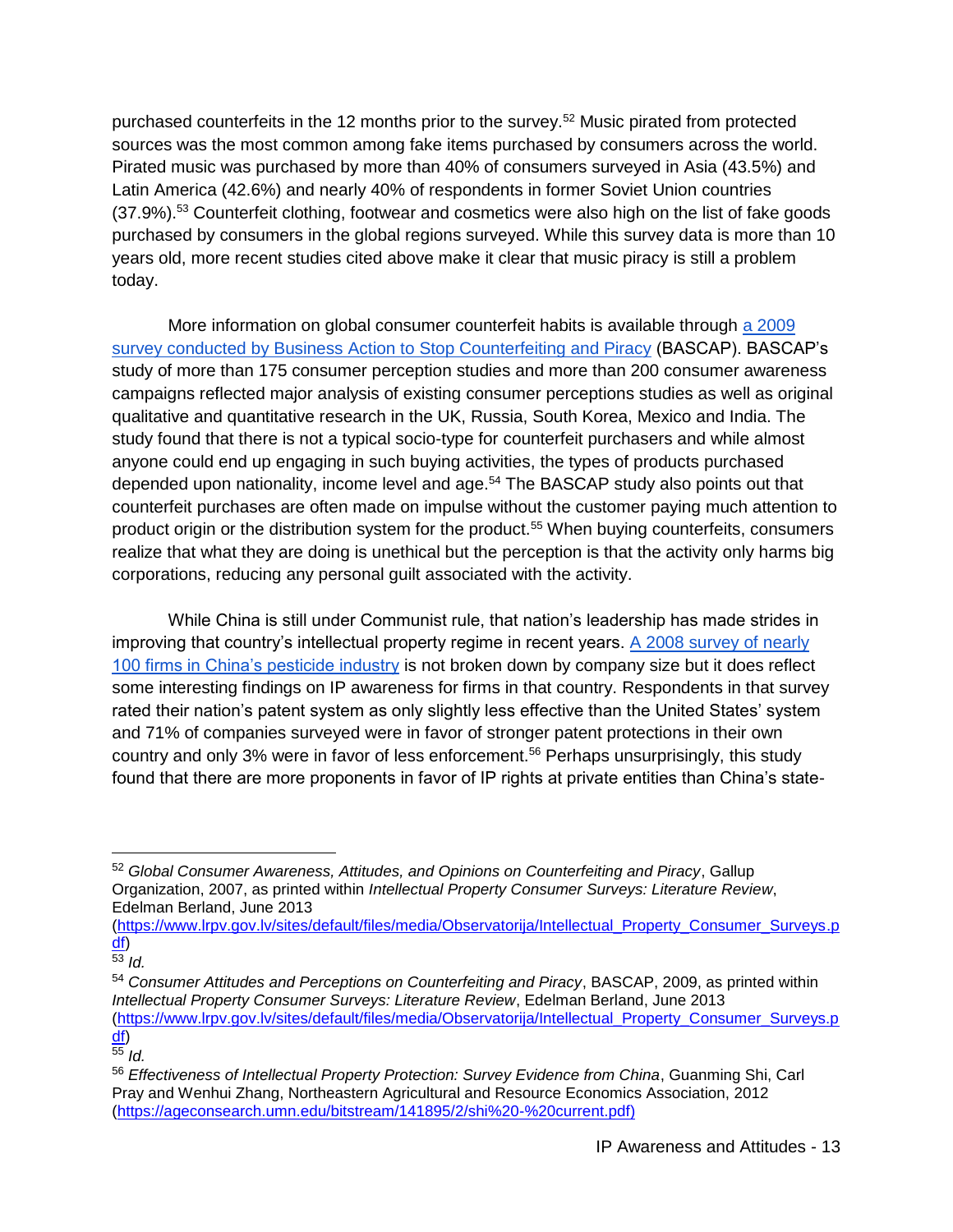purchased counterfeits in the 12 months prior to the survey.[52] Music pirated from protected sources was the most common among fake items purchased by consumers across the world. Pirated music was purchased by more than 40% of consumers surveyed in Asia (43.5%) and Latin America (42.6%) and nearly 40% of respondents in former Soviet Union countries (37.9%).[53] Counterfeit clothing, footwear and cosmetics were also high on the list of fake goods purchased by consumers in the global regions surveyed. While this survey data is more than 10 years old, more recent studies cited above make it clear that music piracy is still a problem today.

More information on global consumer counterfeit habits is available through [a 2009 survey conducted by Business Action to Stop Counterfeiting and Piracy](https://www.lrpv.gov.lv/sites/default/files/media/Observatorija/Intellectual_Property_Consumer_Surveys.pdf) (BASCAP). BASCAP's study of more than 175 consumer perception studies and more than 200 consumer awareness campaigns reflected major analysis of existing consumer perceptions studies as well as original qualitative and quantitative research in the UK, Russia, South Korea, Mexico and India. The study found that there is not a typical socio-type for counterfeit purchasers and while almost anyone could end up engaging in such buying activities, the types of products purchased depended upon nationality, income level and age.[54] The BASCAP study also points out that counterfeit purchases are often made on impulse without the customer paying much attention to product origin or the distribution system for the product.[55] When buying counterfeits, consumers realize that what they are doing is unethical but the perception is that the activity only harms big corporations, reducing any personal guilt associated with the activity.

While China is still under Communist rule, that nation's leadership has made strides in improving that country's intellectual property regime in recent years. [A 2008 survey of nearly 100 firms in China's pesticide industry](https://ageconsearch.umn.edu/bitstream/141895/2/shi%20-%20current.pdf) is not broken down by company size but it does reflect some interesting findings on IP awareness for firms in that country. Respondents in that survey rated their nation's patent system as only slightly less effective than the United States' system and 71% of companies surveyed were in favor of stronger patent protections in their own country and only 3% were in favor of less enforcement.[56] Perhaps unsurprisingly, this study found that there are more proponents in favor of IP rights at private entities than China's state-

---

[52] *Global Consumer Awareness, Attitudes, and Opinions on Counterfeiting and Piracy*, Gallup Organization, 2007, as printed within *Intellectual Property Consumer Surveys: Literature Review*, Edelman Berland, June 2013 (https://www.lrpv.gov.lv/sites/default/files/media/Observatorija/Intellectual_Property_Consumer_Surveys.pdf)

[53] *Id.*

[54] *Consumer Attitudes and Perceptions on Counterfeiting and Piracy*, BASCAP, 2009, as printed within *Intellectual Property Consumer Surveys: Literature Review*, Edelman Berland, June 2013 (https://www.lrpv.gov.lv/sites/default/files/media/Observatorija/Intellectual_Property_Consumer_Surveys.pdf)

[55] *Id.*

[56] *Effectiveness of Intellectual Property Protection: Survey Evidence from China*, Guanming Shi, Carl Pray and Wenhui Zhang, Northeastern Agricultural and Resource Economics Association, 2012 (https://ageconsearch.umn.edu/bitstream/141895/2/shi%20-%20current.pdf)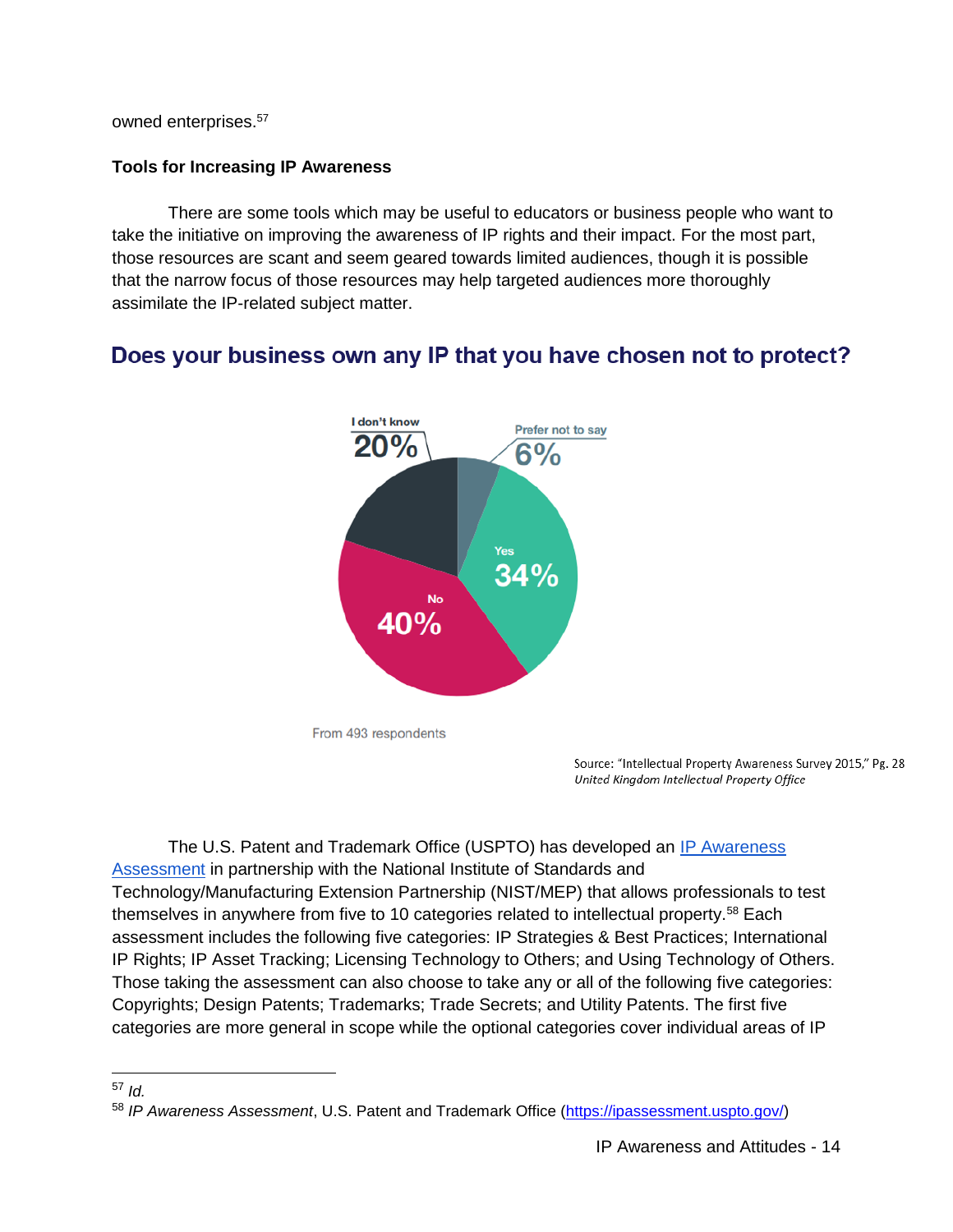owned enterprises.[57]

**Tools for Increasing IP Awareness**

There are some tools which may be useful to educators or business people who want to take the initiative on improving the awareness of IP rights and their impact. For the most part, those resources are scant and seem geared towards limited audiences, though it is possible that the narrow focus of those resources may help targeted audiences more thoroughly assimilate the IP-related subject matter.

## Does your business own any IP that you have chosen not to protect?

I don't know 20%

Prefer not to say 6%

Yes 34%

No 40%

From 493 respondents

Source: "Intellectual Property Awareness Survey 2015," Pg. 28
*United Kingdom Intellectual Property Office*

The U.S. Patent and Trademark Office (USPTO) has developed an [IP Awareness Assessment](https://ipassessment.uspto.gov/) in partnership with the National Institute of Standards and Technology/Manufacturing Extension Partnership (NIST/MEP) that allows professionals to test themselves in anywhere from five to 10 categories related to intellectual property.[58] Each assessment includes the following five categories: IP Strategies & Best Practices; International IP Rights; IP Asset Tracking; Licensing Technology to Others; and Using Technology of Others. Those taking the assessment can also choose to take any or all of the following five categories: Copyrights; Design Patents; Trademarks; Trade Secrets; and Utility Patents. The first five categories are more general in scope while the optional categories cover individual areas of IP

---

[57] *Id.*

[58] *IP Awareness Assessment*, U.S. Patent and Trademark Office (https://ipassessment.uspto.gov/)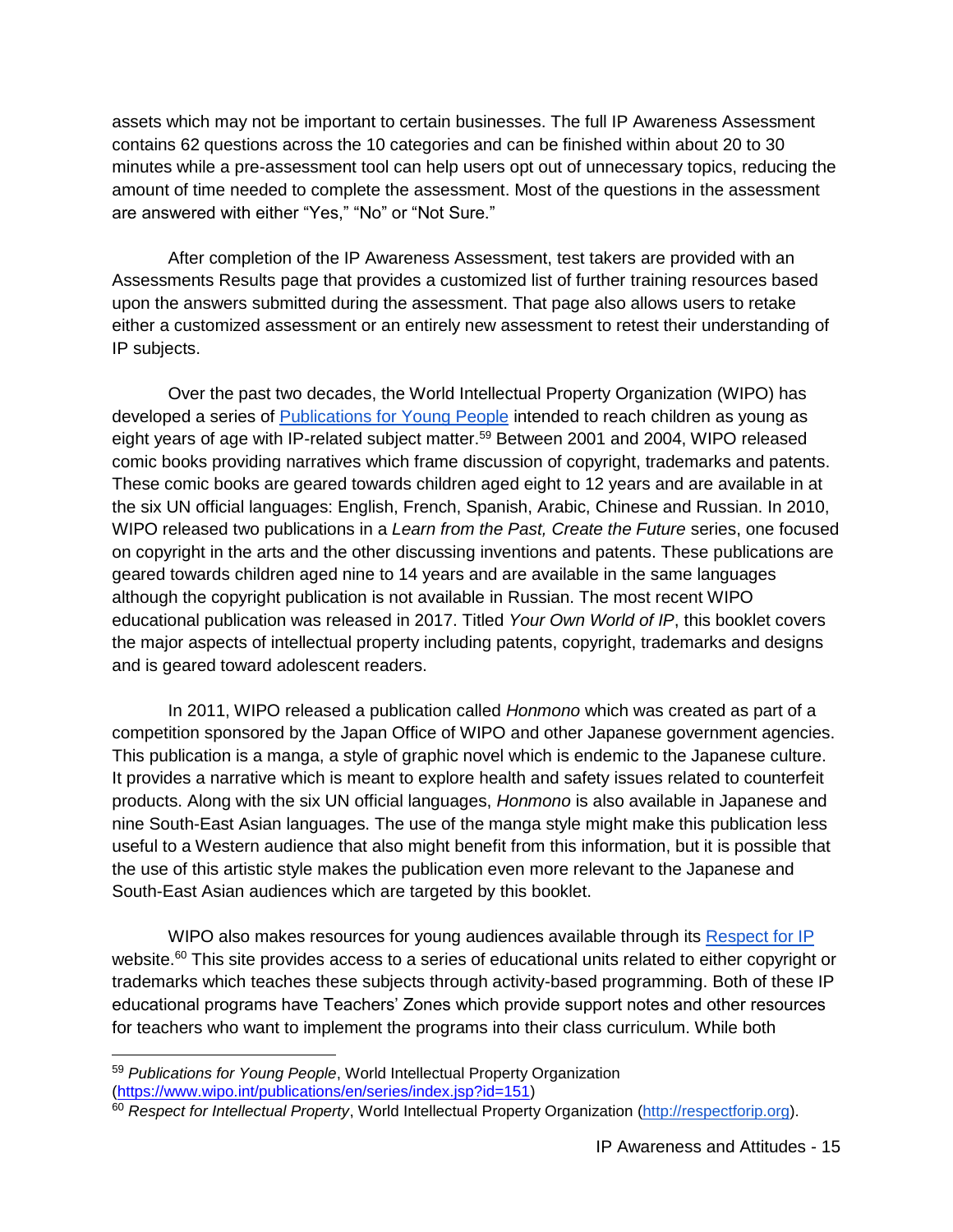assets which may not be important to certain businesses. The full IP Awareness Assessment contains 62 questions across the 10 categories and can be finished within about 20 to 30 minutes while a pre-assessment tool can help users opt out of unnecessary topics, reducing the amount of time needed to complete the assessment. Most of the questions in the assessment are answered with either "Yes," "No" or "Not Sure."

After completion of the IP Awareness Assessment, test takers are provided with an Assessments Results page that provides a customized list of further training resources based upon the answers submitted during the assessment. That page also allows users to retake either a customized assessment or an entirely new assessment to retest their understanding of IP subjects.

Over the past two decades, the World Intellectual Property Organization (WIPO) has developed a series of Publications for Young People intended to reach children as young as eight years of age with IP-related subject matter.[59] Between 2001 and 2004, WIPO released comic books providing narratives which frame discussion of copyright, trademarks and patents. These comic books are geared towards children aged eight to 12 years and are available in at the six UN official languages: English, French, Spanish, Arabic, Chinese and Russian. In 2010, WIPO released two publications in a *Learn from the Past, Create the Future* series, one focused on copyright in the arts and the other discussing inventions and patents. These publications are geared towards children aged nine to 14 years and are available in the same languages although the copyright publication is not available in Russian. The most recent WIPO educational publication was released in 2017. Titled *Your Own World of IP*, this booklet covers the major aspects of intellectual property including patents, copyright, trademarks and designs and is geared toward adolescent readers.

In 2011, WIPO released a publication called *Honmono* which was created as part of a competition sponsored by the Japan Office of WIPO and other Japanese government agencies. This publication is a manga, a style of graphic novel which is endemic to the Japanese culture. It provides a narrative which is meant to explore health and safety issues related to counterfeit products. Along with the six UN official languages, *Honmono* is also available in Japanese and nine South-East Asian languages. The use of the manga style might make this publication less useful to a Western audience that also might benefit from this information, but it is possible that the use of this artistic style makes the publication even more relevant to the Japanese and South-East Asian audiences which are targeted by this booklet.

WIPO also makes resources for young audiences available through its Respect for IP website.[60] This site provides access to a series of educational units related to either copyright or trademarks which teaches these subjects through activity-based programming. Both of these IP educational programs have Teachers' Zones which provide support notes and other resources for teachers who want to implement the programs into their class curriculum. While both

---

[59] *Publications for Young People*, World Intellectual Property Organization (https://www.wipo.int/publications/en/series/index.jsp?id=151)

[60] *Respect for Intellectual Property*, World Intellectual Property Organization (http://respectforip.org).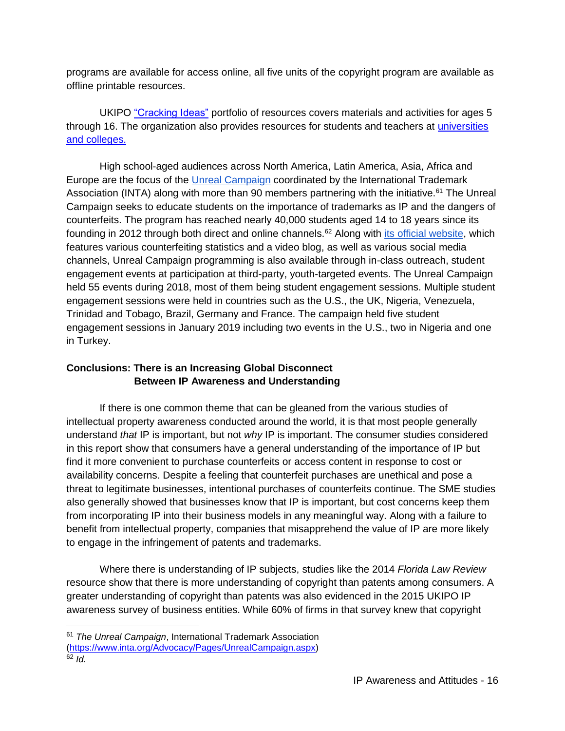programs are available for access online, all five units of the copyright program are available as offline printable resources.

UKIPO "Cracking Ideas" portfolio of resources covers materials and activities for ages 5 through 16. The organization also provides resources for students and teachers at universities and colleges.

High school-aged audiences across North America, Latin America, Asia, Africa and Europe are the focus of the Unreal Campaign coordinated by the International Trademark Association (INTA) along with more than 90 members partnering with the initiative.[61] The Unreal Campaign seeks to educate students on the importance of trademarks as IP and the dangers of counterfeits. The program has reached nearly 40,000 students aged 14 to 18 years since its founding in 2012 through both direct and online channels.[62] Along with its official website, which features various counterfeiting statistics and a video blog, as well as various social media channels, Unreal Campaign programming is also available through in-class outreach, student engagement events at participation at third-party, youth-targeted events. The Unreal Campaign held 55 events during 2018, most of them being student engagement sessions. Multiple student engagement sessions were held in countries such as the U.S., the UK, Nigeria, Venezuela, Trinidad and Tobago, Brazil, Germany and France. The campaign held five student engagement sessions in January 2019 including two events in the U.S., two in Nigeria and one in Turkey.

**Conclusions: There is an Increasing Global Disconnect Between IP Awareness and Understanding**

If there is one common theme that can be gleaned from the various studies of intellectual property awareness conducted around the world, it is that most people generally understand *that* IP is important, but not *why* IP is important. The consumer studies considered in this report show that consumers have a general understanding of the importance of IP but find it more convenient to purchase counterfeits or access content in response to cost or availability concerns. Despite a feeling that counterfeit purchases are unethical and pose a threat to legitimate businesses, intentional purchases of counterfeits continue. The SME studies also generally showed that businesses know that IP is important, but cost concerns keep them from incorporating IP into their business models in any meaningful way. Along with a failure to benefit from intellectual property, companies that misapprehend the value of IP are more likely to engage in the infringement of patents and trademarks.

Where there is understanding of IP subjects, studies like the 2014 *Florida Law Review* resource show that there is more understanding of copyright than patents among consumers. A greater understanding of copyright than patents was also evidenced in the 2015 UKIPO IP awareness survey of business entities. While 60% of firms in that survey knew that copyright

---

[61] *The Unreal Campaign*, International Trademark Association (https://www.inta.org/Advocacy/Pages/UnrealCampaign.aspx)

[62] *Id.*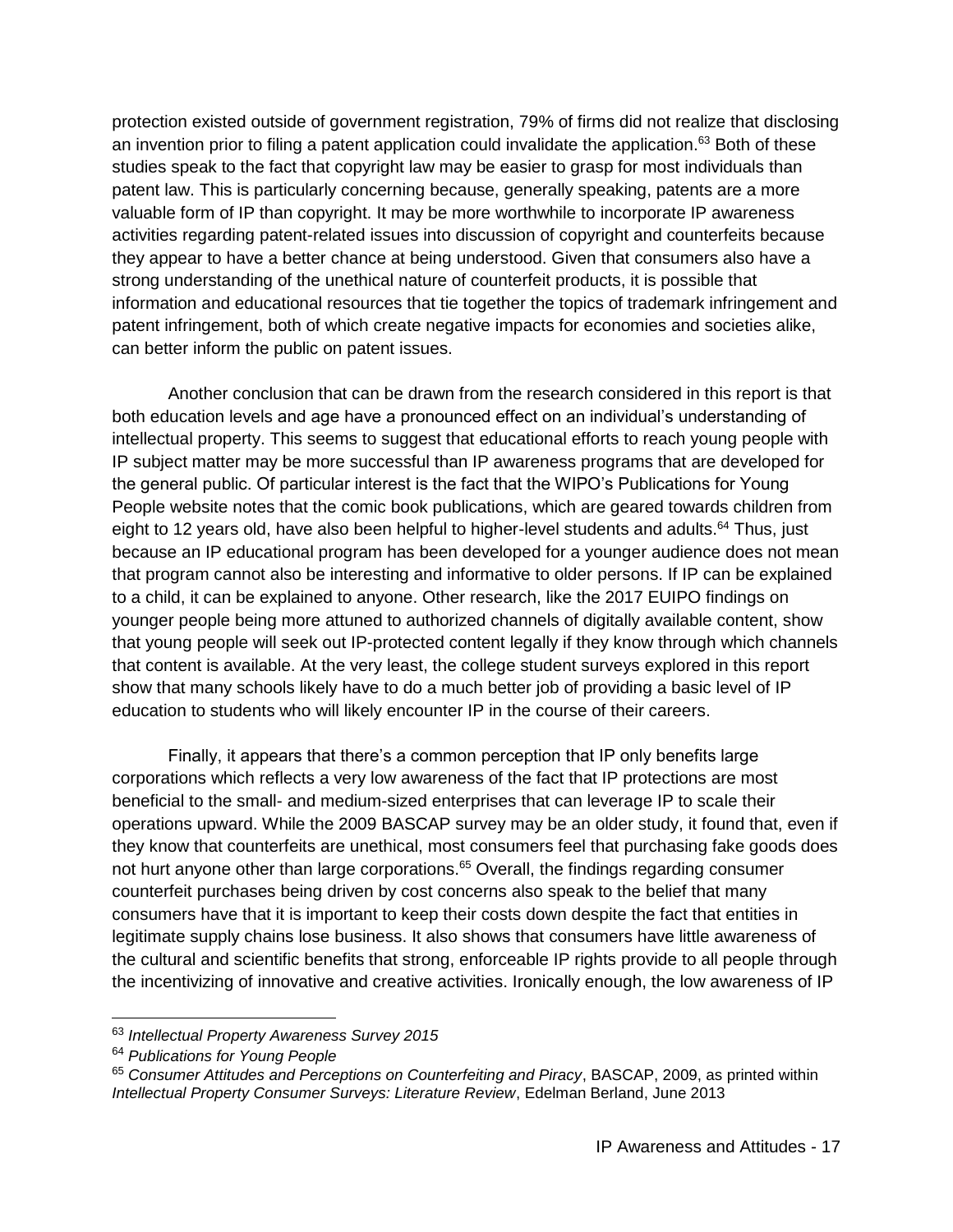protection existed outside of government registration, 79% of firms did not realize that disclosing an invention prior to filing a patent application could invalidate the application.[63] Both of these studies speak to the fact that copyright law may be easier to grasp for most individuals than patent law. This is particularly concerning because, generally speaking, patents are a more valuable form of IP than copyright. It may be more worthwhile to incorporate IP awareness activities regarding patent-related issues into discussion of copyright and counterfeits because they appear to have a better chance at being understood. Given that consumers also have a strong understanding of the unethical nature of counterfeit products, it is possible that information and educational resources that tie together the topics of trademark infringement and patent infringement, both of which create negative impacts for economies and societies alike, can better inform the public on patent issues.

Another conclusion that can be drawn from the research considered in this report is that both education levels and age have a pronounced effect on an individual's understanding of intellectual property. This seems to suggest that educational efforts to reach young people with IP subject matter may be more successful than IP awareness programs that are developed for the general public. Of particular interest is the fact that the WIPO's Publications for Young People website notes that the comic book publications, which are geared towards children from eight to 12 years old, have also been helpful to higher-level students and adults.[64] Thus, just because an IP educational program has been developed for a younger audience does not mean that program cannot also be interesting and informative to older persons. If IP can be explained to a child, it can be explained to anyone. Other research, like the 2017 EUIPO findings on younger people being more attuned to authorized channels of digitally available content, show that young people will seek out IP-protected content legally if they know through which channels that content is available. At the very least, the college student surveys explored in this report show that many schools likely have to do a much better job of providing a basic level of IP education to students who will likely encounter IP in the course of their careers.

Finally, it appears that there's a common perception that IP only benefits large corporations which reflects a very low awareness of the fact that IP protections are most beneficial to the small- and medium-sized enterprises that can leverage IP to scale their operations upward. While the 2009 BASCAP survey may be an older study, it found that, even if they know that counterfeits are unethical, most consumers feel that purchasing fake goods does not hurt anyone other than large corporations.[65] Overall, the findings regarding consumer counterfeit purchases being driven by cost concerns also speak to the belief that many consumers have that it is important to keep their costs down despite the fact that entities in legitimate supply chains lose business. It also shows that consumers have little awareness of the cultural and scientific benefits that strong, enforceable IP rights provide to all people through the incentivizing of innovative and creative activities. Ironically enough, the low awareness of IP

---

[63] *Intellectual Property Awareness Survey 2015*

[64] *Publications for Young People*

[65] *Consumer Attitudes and Perceptions on Counterfeiting and Piracy*, BASCAP, 2009, as printed within *Intellectual Property Consumer Surveys: Literature Review*, Edelman Berland, June 2013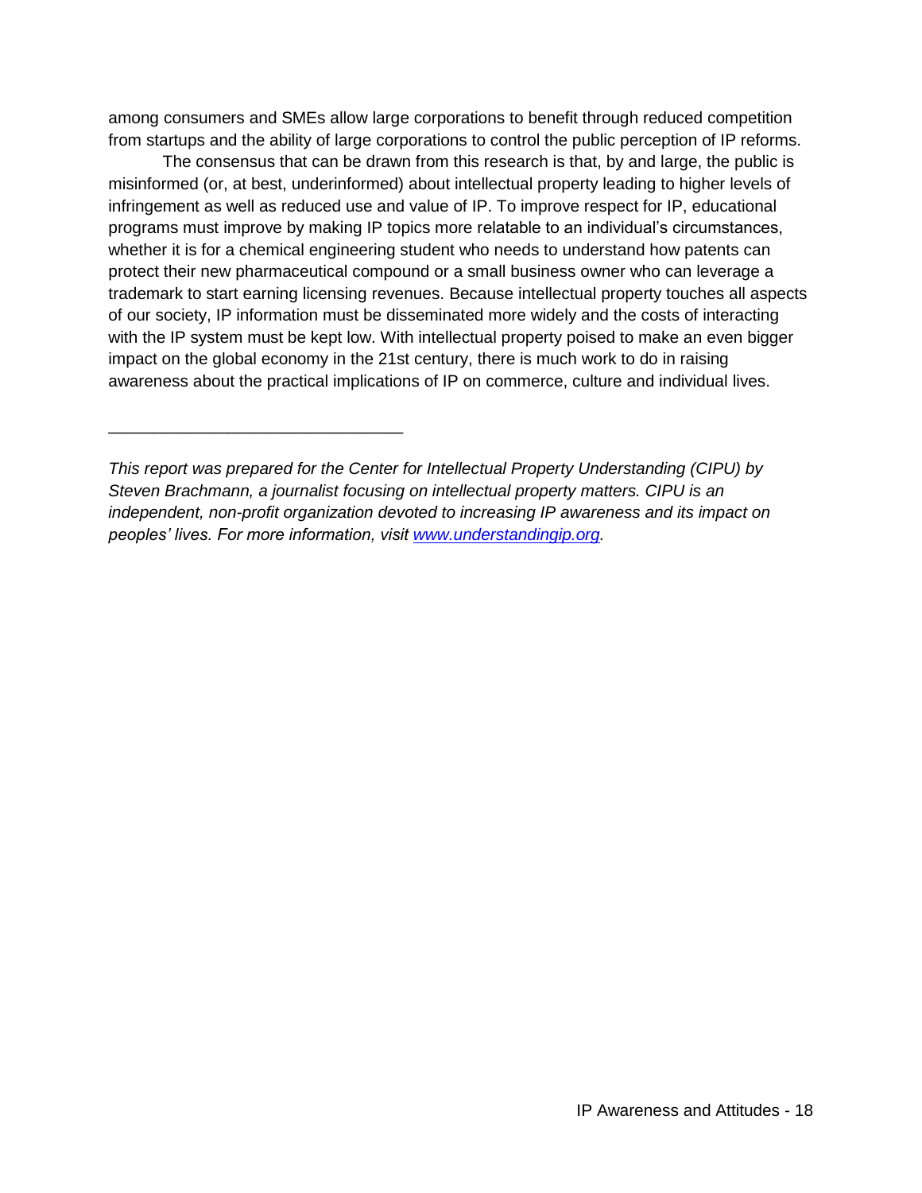among consumers and SMEs allow large corporations to benefit through reduced competition from startups and the ability of large corporations to control the public perception of IP reforms.

The consensus that can be drawn from this research is that, by and large, the public is misinformed (or, at best, underinformed) about intellectual property leading to higher levels of infringement as well as reduced use and value of IP. To improve respect for IP, educational programs must improve by making IP topics more relatable to an individual's circumstances, whether it is for a chemical engineering student who needs to understand how patents can protect their new pharmaceutical compound or a small business owner who can leverage a trademark to start earning licensing revenues. Because intellectual property touches all aspects of our society, IP information must be disseminated more widely and the costs of interacting with the IP system must be kept low. With intellectual property poised to make an even bigger impact on the global economy in the 21st century, there is much work to do in raising awareness about the practical implications of IP on commerce, culture and individual lives.

---

*This report was prepared for the Center for Intellectual Property Understanding (CIPU) by Steven Brachmann, a journalist focusing on intellectual property matters. CIPU is an independent, non-profit organization devoted to increasing IP awareness and its impact on peoples' lives. For more information, visit [www.understandingip.org](http://www.understandingip.org).*